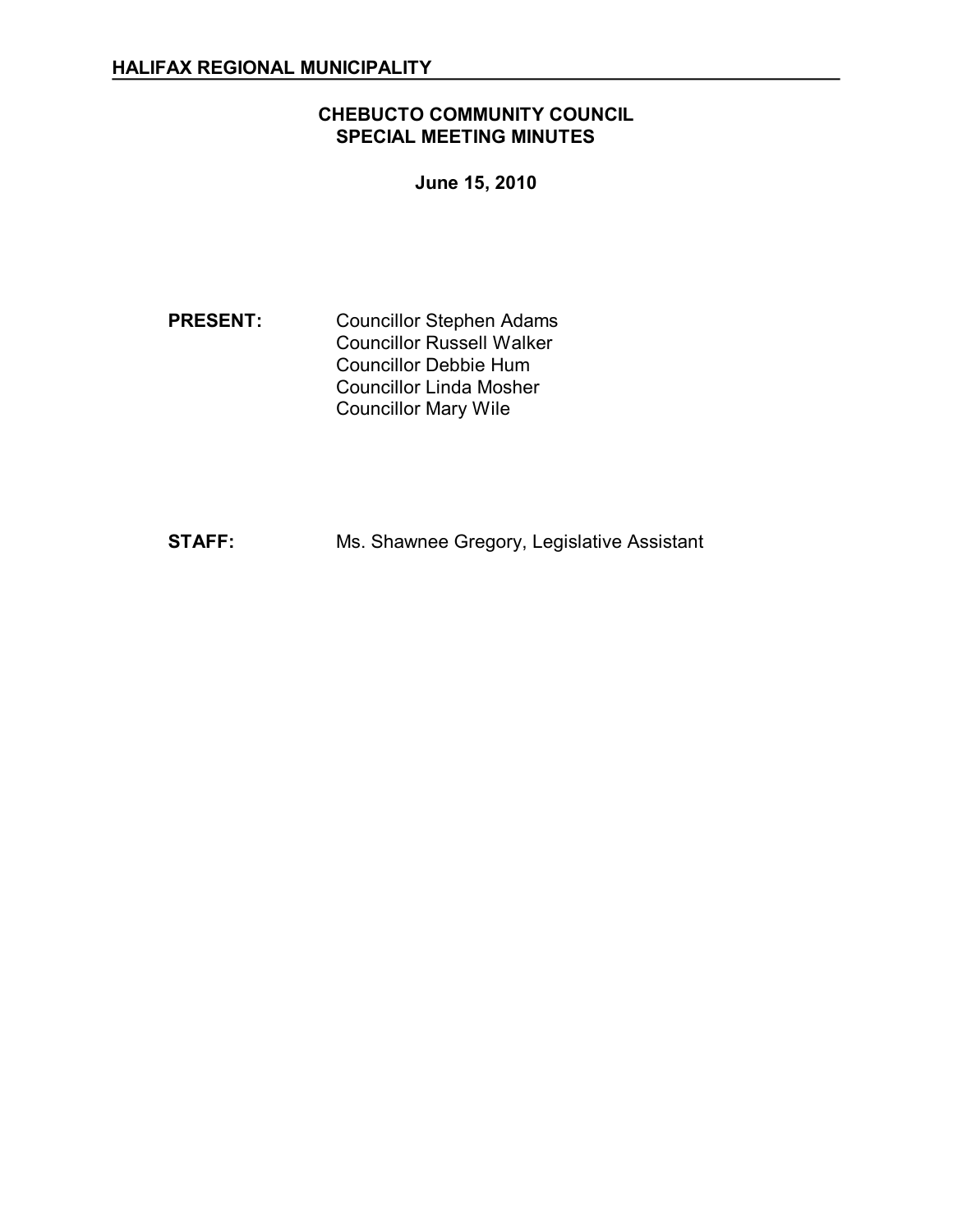**HALIFAX REGIONAL MUNICIPALITY**

# CHEBUCTO COMMUNITY COUNCIL SPECIAL MEETING MINUTES

**June 15, 2010**

**PRESENT:** Councillor Stephen Adams
Councillor Russell Walker
Councillor Debbie Hum
Councillor Linda Mosher
Councillor Mary Wile

**STAFF:** Ms. Shawnee Gregory, Legislative Assistant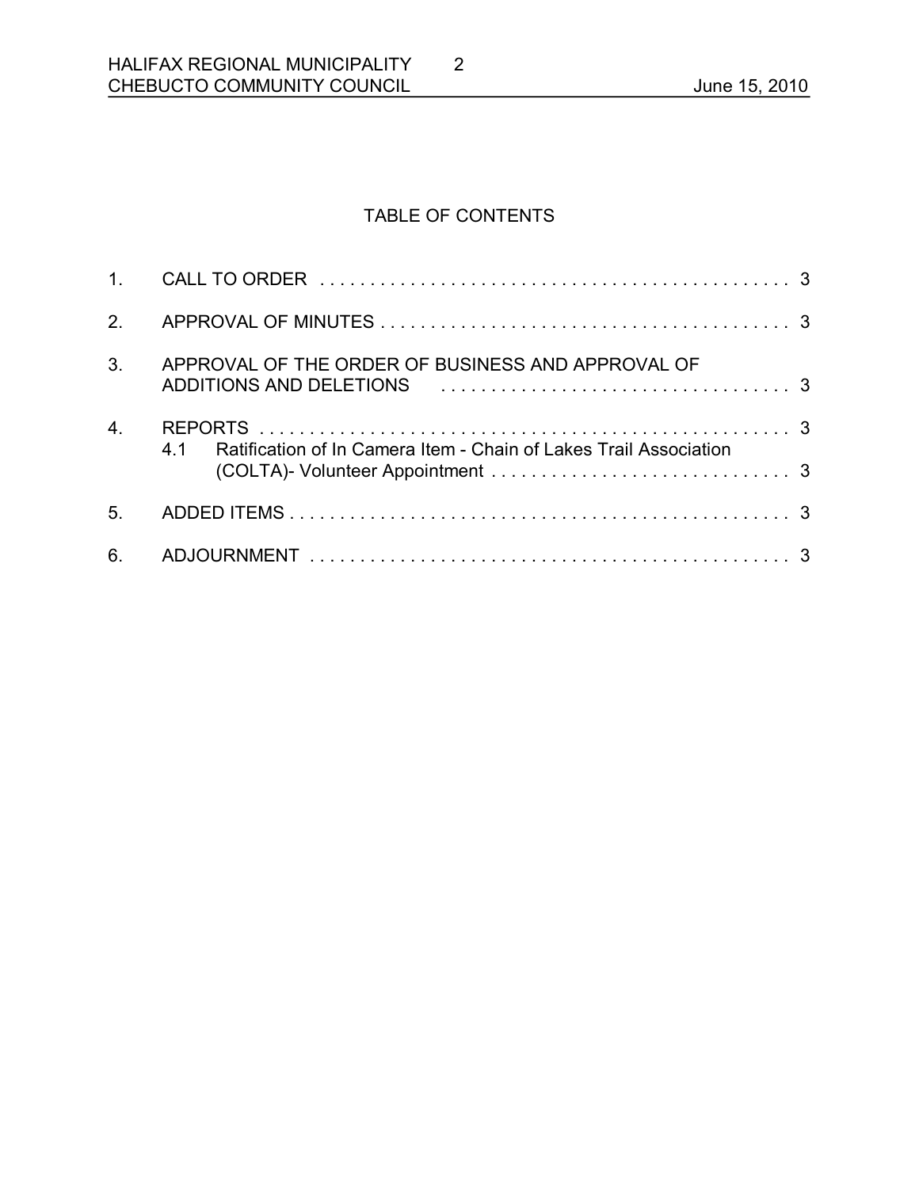## TABLE OF CONTENTS

1. CALL TO ORDER . . . . . . . . . . . . . . . . . . . . . . . . . . . . . . . . . . . . . . . . . . . . . . . 3
2. APPROVAL OF MINUTES . . . . . . . . . . . . . . . . . . . . . . . . . . . . . . . . . . . . . . . . . 3
3. APPROVAL OF THE ORDER OF BUSINESS AND APPROVAL OF ADDITIONS AND DELETIONS . . . . . . . . . . . . . . . . . . . . . . . . . . . . . . . . . . . 3
4. REPORTS . . . . . . . . . . . . . . . . . . . . . . . . . . . . . . . . . . . . . . . . . . . . . . . . . . . . 3
   4.1 Ratification of In Camera Item - Chain of Lakes Trail Association (COLTA)- Volunteer Appointment . . . . . . . . . . . . . . . . . . . . . . . . . . . . . 3
5. ADDED ITEMS . . . . . . . . . . . . . . . . . . . . . . . . . . . . . . . . . . . . . . . . . . . . . . . . . 3
6. ADJOURNMENT . . . . . . . . . . . . . . . . . . . . . . . . . . . . . . . . . . . . . . . . . . . . . . . 3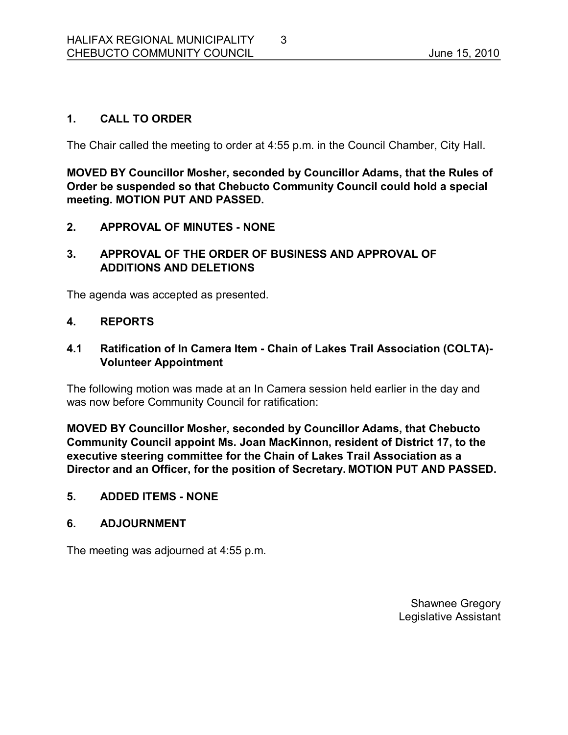## 1. CALL TO ORDER

The Chair called the meeting to order at 4:55 p.m. in the Council Chamber, City Hall.

**MOVED BY Councillor Mosher, seconded by Councillor Adams, that the Rules of Order be suspended so that Chebucto Community Council could hold a special meeting. MOTION PUT AND PASSED.**

## 2. APPROVAL OF MINUTES - NONE

## 3. APPROVAL OF THE ORDER OF BUSINESS AND APPROVAL OF ADDITIONS AND DELETIONS

The agenda was accepted as presented.

## 4. REPORTS

### 4.1 Ratification of In Camera Item - Chain of Lakes Trail Association (COLTA)- Volunteer Appointment

The following motion was made at an In Camera session held earlier in the day and was now before Community Council for ratification:

**MOVED BY Councillor Mosher, seconded by Councillor Adams, that Chebucto Community Council appoint Ms. Joan MacKinnon, resident of District 17, to the executive steering committee for the Chain of Lakes Trail Association as a Director and an Officer, for the position of Secretary. MOTION PUT AND PASSED.**

## 5. ADDED ITEMS - NONE

## 6. ADJOURNMENT

The meeting was adjourned at 4:55 p.m.

Shawnee Gregory
Legislative Assistant